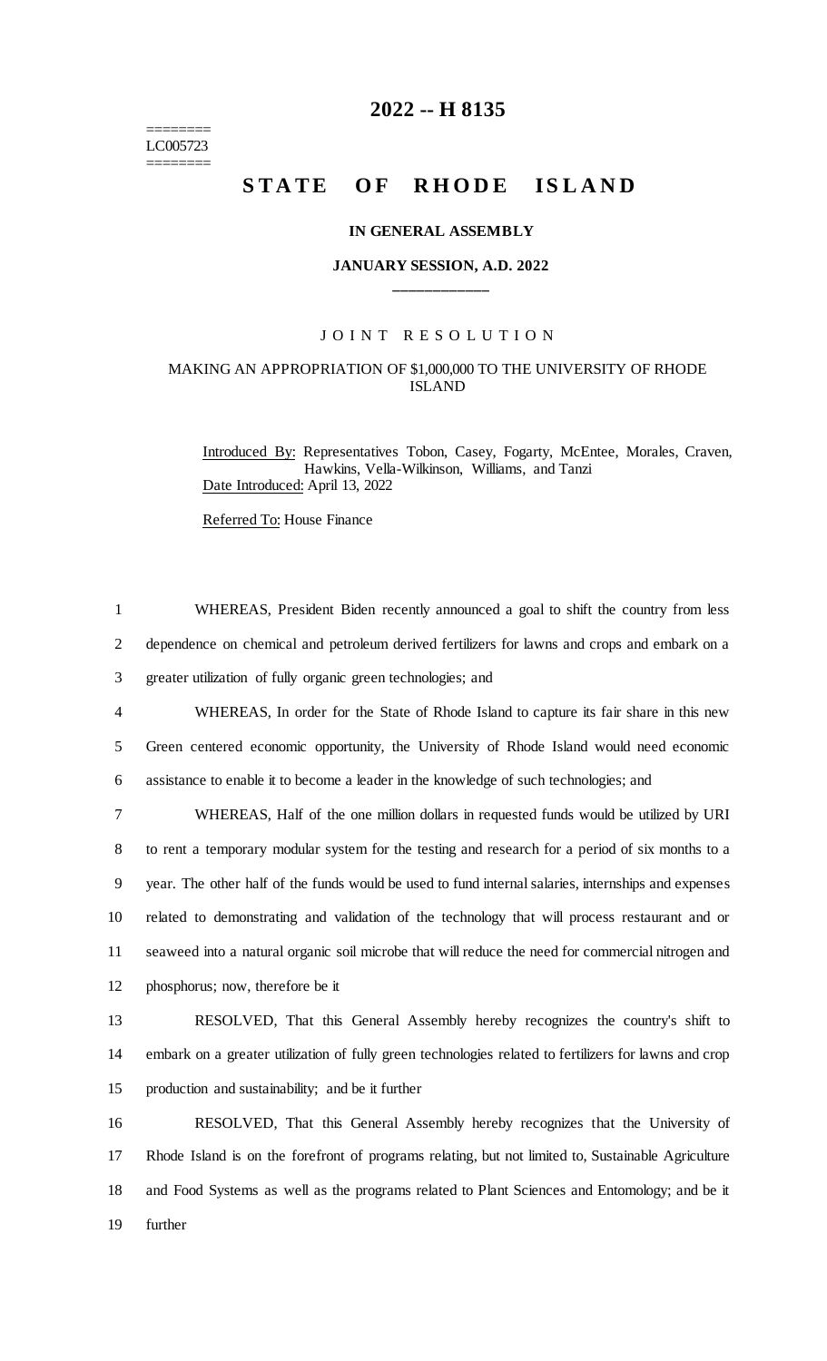========
LC005723
========

# 2022 -- H 8135

# STATE OF RHODE ISLAND

**IN GENERAL ASSEMBLY**

**JANUARY SESSION, A.D. 2022**

____________

JOINT RESOLUTION

MAKING AN APPROPRIATION OF $1,000,000 TO THE UNIVERSITY OF RHODE ISLAND

Introduced By: Representatives Tobon, Casey, Fogarty, McEntee, Morales, Craven, Hawkins, Vella-Wilkinson, Williams, and Tanzi

Date Introduced: April 13, 2022

Referred To: House Finance

1 WHEREAS, President Biden recently announced a goal to shift the country from less
2 dependence on chemical and petroleum derived fertilizers for lawns and crops and embark on a
3 greater utilization of fully organic green technologies; and

4 WHEREAS, In order for the State of Rhode Island to capture its fair share in this new
5 Green centered economic opportunity, the University of Rhode Island would need economic
6 assistance to enable it to become a leader in the knowledge of such technologies; and

7 WHEREAS, Half of the one million dollars in requested funds would be utilized by URI
8 to rent a temporary modular system for the testing and research for a period of six months to a
9 year. The other half of the funds would be used to fund internal salaries, internships and expenses
10 related to demonstrating and validation of the technology that will process restaurant and or
11 seaweed into a natural organic soil microbe that will reduce the need for commercial nitrogen and
12 phosphorus; now, therefore be it

13 RESOLVED, That this General Assembly hereby recognizes the country's shift to
14 embark on a greater utilization of fully green technologies related to fertilizers for lawns and crop
15 production and sustainability; and be it further

16 RESOLVED, That this General Assembly hereby recognizes that the University of
17 Rhode Island is on the forefront of programs relating, but not limited to, Sustainable Agriculture
18 and Food Systems as well as the programs related to Plant Sciences and Entomology; and be it
19 further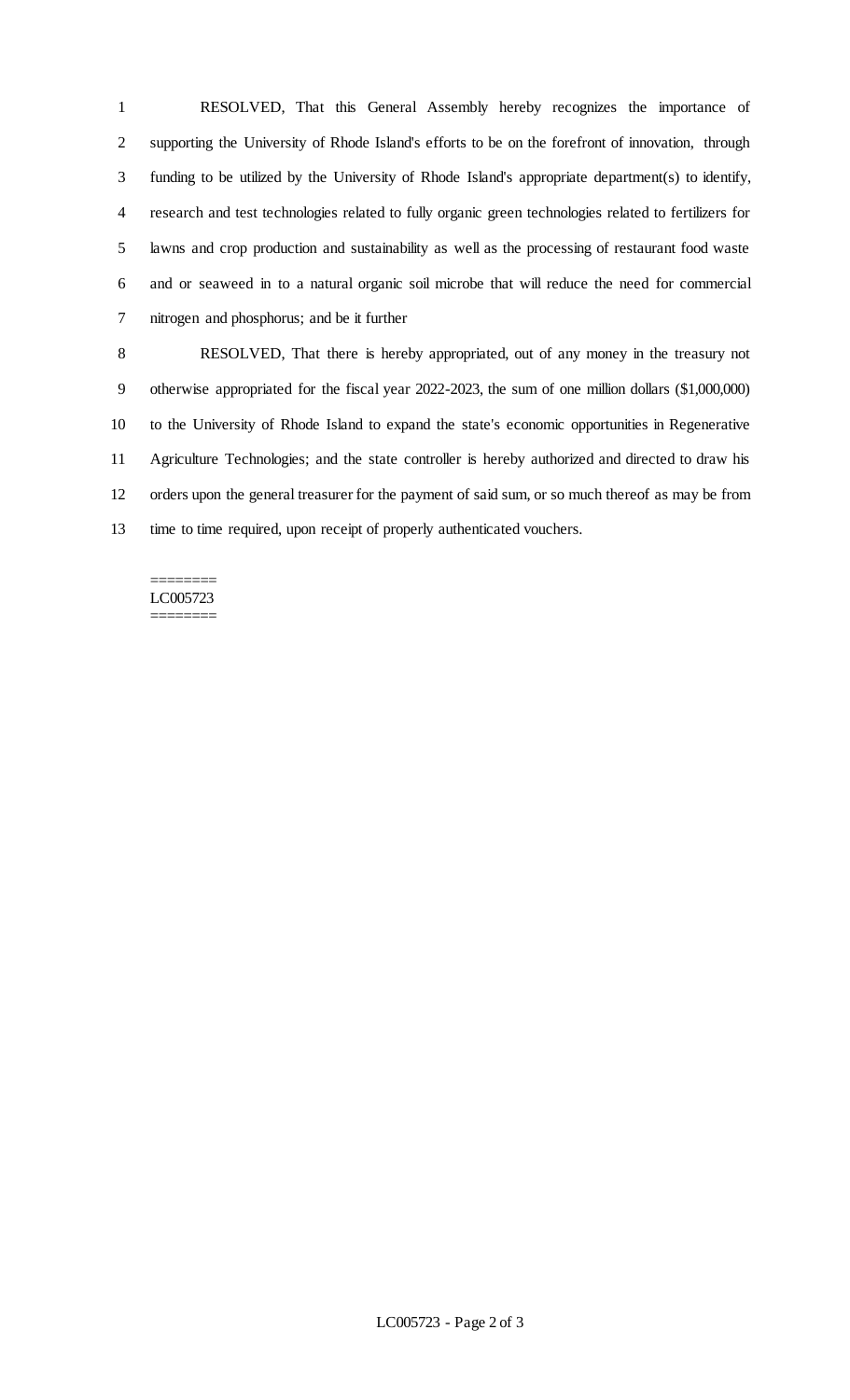RESOLVED, That this General Assembly hereby recognizes the importance of supporting the University of Rhode Island's efforts to be on the forefront of innovation, through funding to be utilized by the University of Rhode Island's appropriate department(s) to identify, research and test technologies related to fully organic green technologies related to fertilizers for lawns and crop production and sustainability as well as the processing of restaurant food waste and or seaweed in to a natural organic soil microbe that will reduce the need for commercial nitrogen and phosphorus; and be it further

RESOLVED, That there is hereby appropriated, out of any money in the treasury not otherwise appropriated for the fiscal year 2022-2023, the sum of one million dollars ($1,000,000) to the University of Rhode Island to expand the state's economic opportunities in Regenerative Agriculture Technologies; and the state controller is hereby authorized and directed to draw his orders upon the general treasurer for the payment of said sum, or so much thereof as may be from time to time required, upon receipt of properly authenticated vouchers.

========
LC005723
========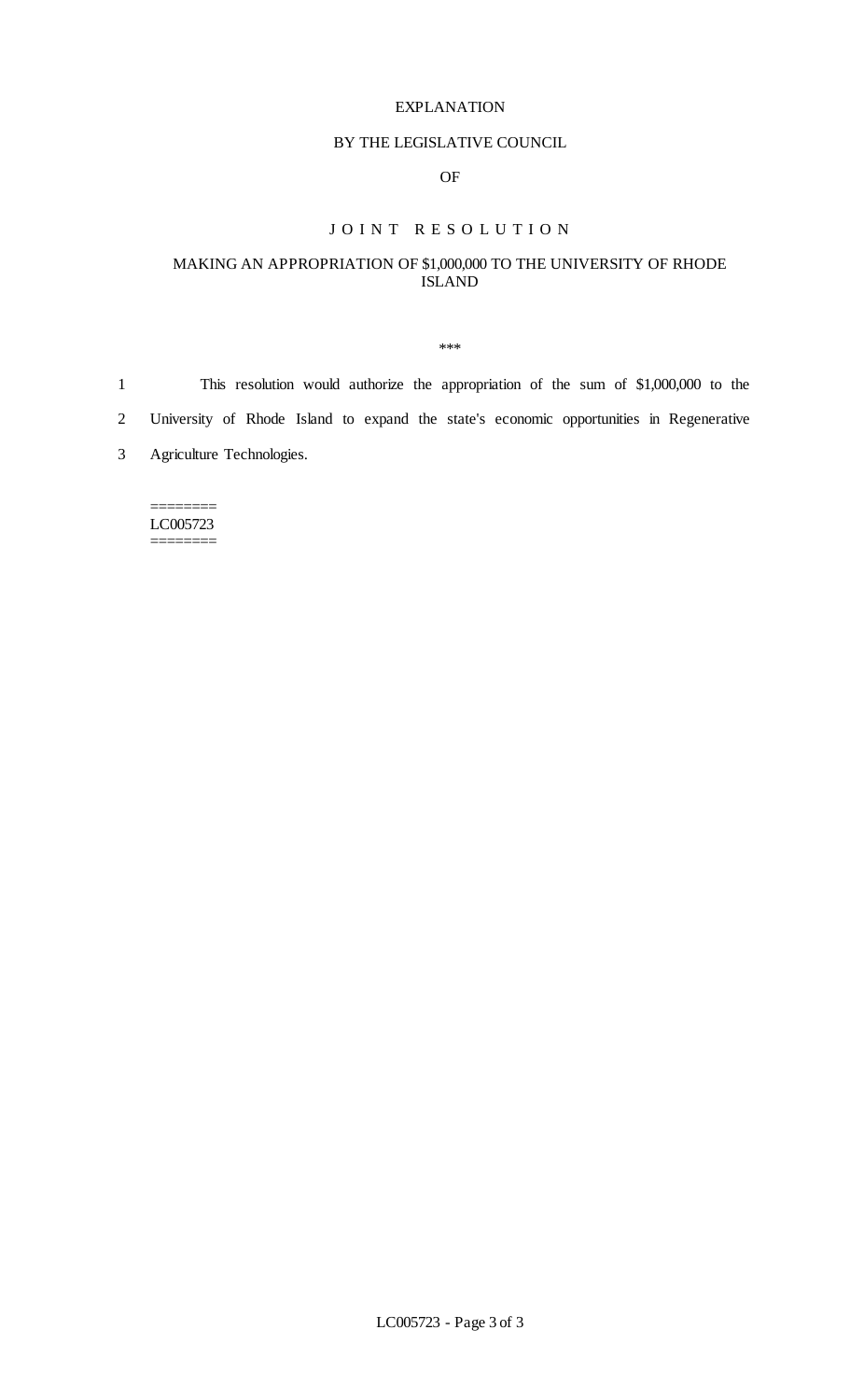EXPLANATION

BY THE LEGISLATIVE COUNCIL

OF

# J O I N T   R E S O L U T I O N

## MAKING AN APPROPRIATION OF $1,000,000 TO THE UNIVERSITY OF RHODE ISLAND

***

This resolution would authorize the appropriation of the sum of $1,000,000 to the University of Rhode Island to expand the state's economic opportunities in Regenerative Agriculture Technologies.

========
LC005723
========